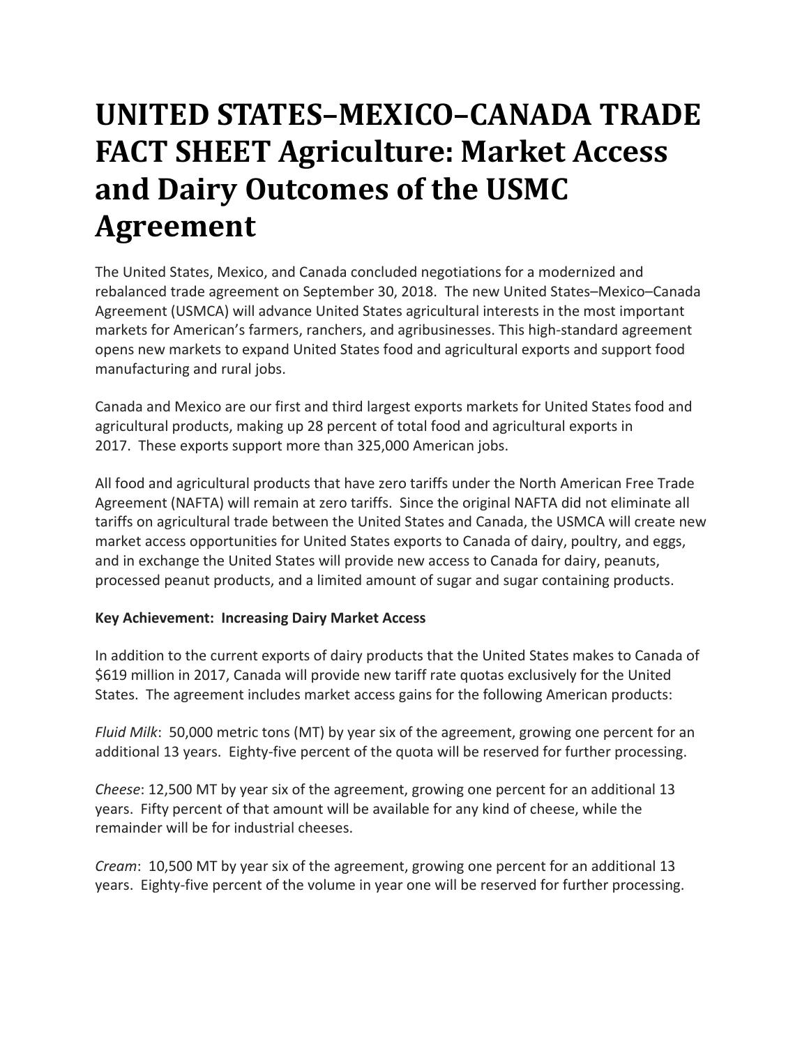# UNITED STATES–MEXICO–CANADA TRADE FACT SHEET Agriculture: Market Access and Dairy Outcomes of the USMC Agreement

The United States, Mexico, and Canada concluded negotiations for a modernized and rebalanced trade agreement on September 30, 2018. The new United States–Mexico–Canada Agreement (USMCA) will advance United States agricultural interests in the most important markets for American's farmers, ranchers, and agribusinesses. This high-standard agreement opens new markets to expand United States food and agricultural exports and support food manufacturing and rural jobs.

Canada and Mexico are our first and third largest exports markets for United States food and agricultural products, making up 28 percent of total food and agricultural exports in 2017. These exports support more than 325,000 American jobs.

All food and agricultural products that have zero tariffs under the North American Free Trade Agreement (NAFTA) will remain at zero tariffs. Since the original NAFTA did not eliminate all tariffs on agricultural trade between the United States and Canada, the USMCA will create new market access opportunities for United States exports to Canada of dairy, poultry, and eggs, and in exchange the United States will provide new access to Canada for dairy, peanuts, processed peanut products, and a limited amount of sugar and sugar containing products.

**Key Achievement: Increasing Dairy Market Access**

In addition to the current exports of dairy products that the United States makes to Canada of $619 million in 2017, Canada will provide new tariff rate quotas exclusively for the United States. The agreement includes market access gains for the following American products:

*Fluid Milk*: 50,000 metric tons (MT) by year six of the agreement, growing one percent for an additional 13 years. Eighty-five percent of the quota will be reserved for further processing.

*Cheese*: 12,500 MT by year six of the agreement, growing one percent for an additional 13 years. Fifty percent of that amount will be available for any kind of cheese, while the remainder will be for industrial cheeses.

*Cream*: 10,500 MT by year six of the agreement, growing one percent for an additional 13 years. Eighty-five percent of the volume in year one will be reserved for further processing.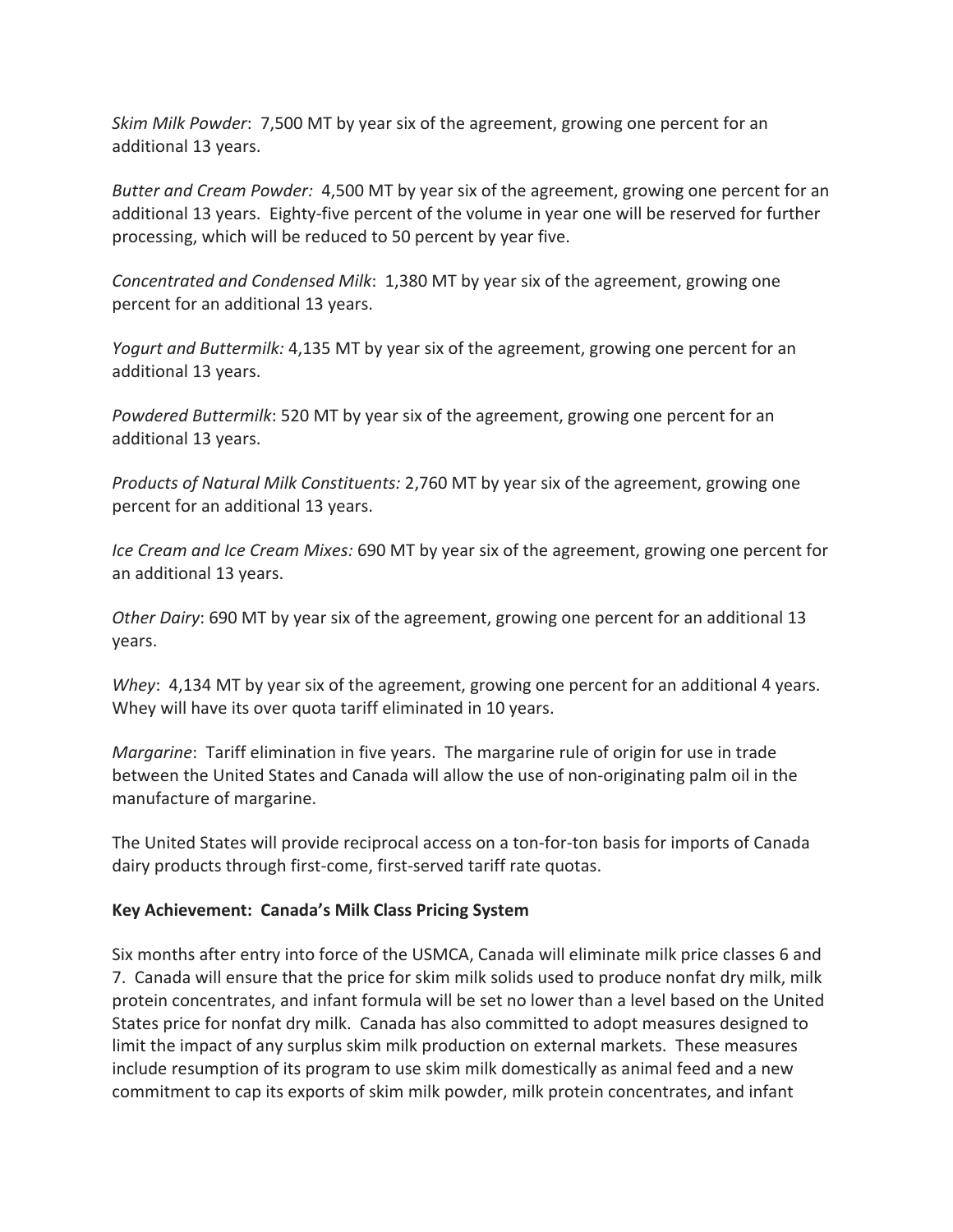*Skim Milk Powder*: 7,500 MT by year six of the agreement, growing one percent for an additional 13 years.

*Butter and Cream Powder:* 4,500 MT by year six of the agreement, growing one percent for an additional 13 years. Eighty-five percent of the volume in year one will be reserved for further processing, which will be reduced to 50 percent by year five.

*Concentrated and Condensed Milk*: 1,380 MT by year six of the agreement, growing one percent for an additional 13 years.

*Yogurt and Buttermilk:* 4,135 MT by year six of the agreement, growing one percent for an additional 13 years.

*Powdered Buttermilk*: 520 MT by year six of the agreement, growing one percent for an additional 13 years.

*Products of Natural Milk Constituents:* 2,760 MT by year six of the agreement, growing one percent for an additional 13 years.

*Ice Cream and Ice Cream Mixes:* 690 MT by year six of the agreement, growing one percent for an additional 13 years.

*Other Dairy*: 690 MT by year six of the agreement, growing one percent for an additional 13 years.

*Whey*: 4,134 MT by year six of the agreement, growing one percent for an additional 4 years. Whey will have its over quota tariff eliminated in 10 years.

*Margarine*: Tariff elimination in five years. The margarine rule of origin for use in trade between the United States and Canada will allow the use of non-originating palm oil in the manufacture of margarine.

The United States will provide reciprocal access on a ton-for-ton basis for imports of Canada dairy products through first-come, first-served tariff rate quotas.

**Key Achievement: Canada's Milk Class Pricing System**

Six months after entry into force of the USMCA, Canada will eliminate milk price classes 6 and 7. Canada will ensure that the price for skim milk solids used to produce nonfat dry milk, milk protein concentrates, and infant formula will be set no lower than a level based on the United States price for nonfat dry milk. Canada has also committed to adopt measures designed to limit the impact of any surplus skim milk production on external markets. These measures include resumption of its program to use skim milk domestically as animal feed and a new commitment to cap its exports of skim milk powder, milk protein concentrates, and infant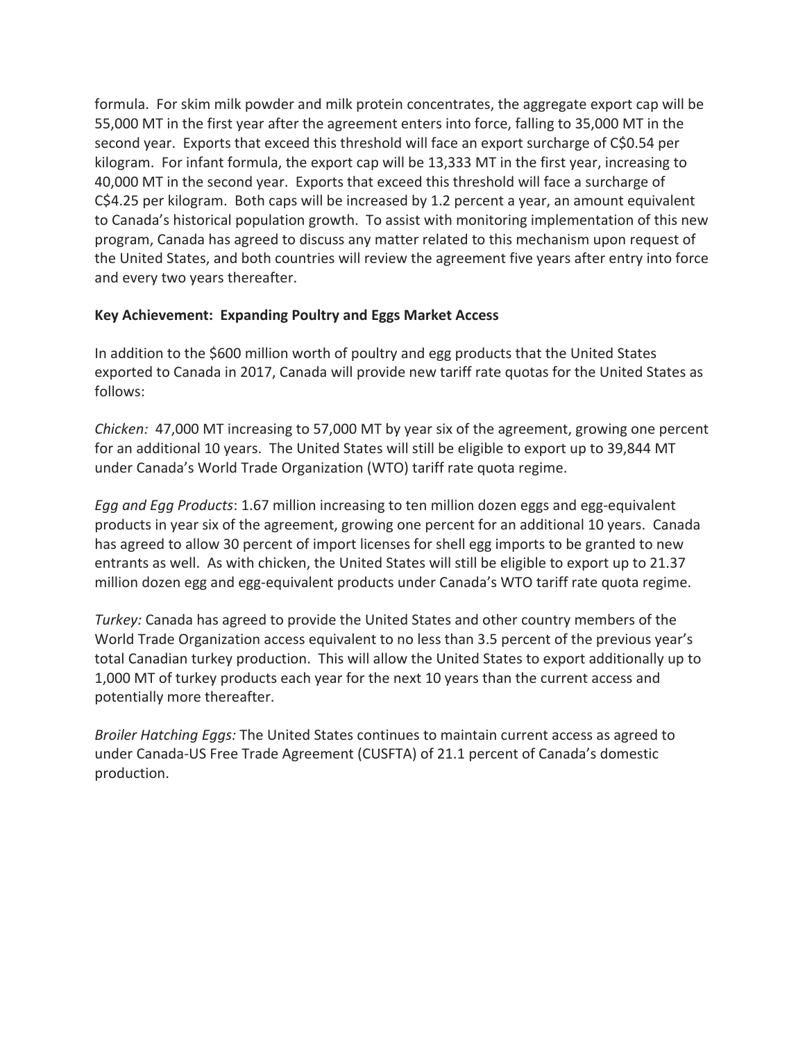formula. For skim milk powder and milk protein concentrates, the aggregate export cap will be 55,000 MT in the first year after the agreement enters into force, falling to 35,000 MT in the second year. Exports that exceed this threshold will face an export surcharge of C$0.54 per kilogram. For infant formula, the export cap will be 13,333 MT in the first year, increasing to 40,000 MT in the second year. Exports that exceed this threshold will face a surcharge of C$4.25 per kilogram. Both caps will be increased by 1.2 percent a year, an amount equivalent to Canada's historical population growth. To assist with monitoring implementation of this new program, Canada has agreed to discuss any matter related to this mechanism upon request of the United States, and both countries will review the agreement five years after entry into force and every two years thereafter.

**Key Achievement: Expanding Poultry and Eggs Market Access**

In addition to the $600 million worth of poultry and egg products that the United States exported to Canada in 2017, Canada will provide new tariff rate quotas for the United States as follows:

*Chicken:* 47,000 MT increasing to 57,000 MT by year six of the agreement, growing one percent for an additional 10 years. The United States will still be eligible to export up to 39,844 MT under Canada's World Trade Organization (WTO) tariff rate quota regime.

*Egg and Egg Products*: 1.67 million increasing to ten million dozen eggs and egg-equivalent products in year six of the agreement, growing one percent for an additional 10 years. Canada has agreed to allow 30 percent of import licenses for shell egg imports to be granted to new entrants as well. As with chicken, the United States will still be eligible to export up to 21.37 million dozen egg and egg-equivalent products under Canada's WTO tariff rate quota regime.

*Turkey:* Canada has agreed to provide the United States and other country members of the World Trade Organization access equivalent to no less than 3.5 percent of the previous year's total Canadian turkey production. This will allow the United States to export additionally up to 1,000 MT of turkey products each year for the next 10 years than the current access and potentially more thereafter.

*Broiler Hatching Eggs:* The United States continues to maintain current access as agreed to under Canada-US Free Trade Agreement (CUSFTA) of 21.1 percent of Canada's domestic production.